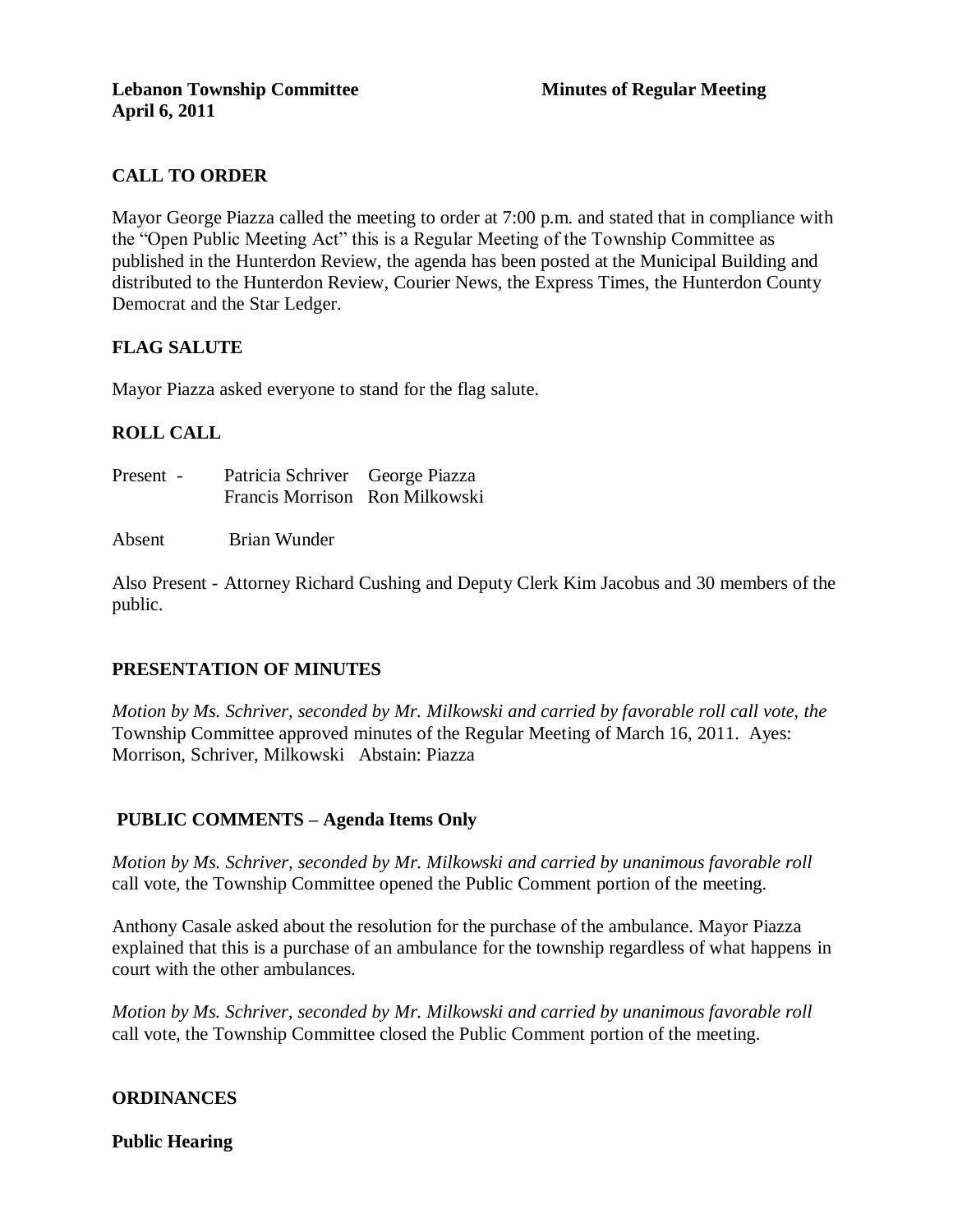**Lebanon Township Committee** **Minutes of Regular Meeting**
**April 6, 2011**

## CALL TO ORDER

Mayor George Piazza called the meeting to order at 7:00 p.m. and stated that in compliance with the "Open Public Meeting Act" this is a Regular Meeting of the Township Committee as published in the Hunterdon Review, the agenda has been posted at the Municipal Building and distributed to the Hunterdon Review, Courier News, the Express Times, the Hunterdon County Democrat and the Star Ledger.

## FLAG SALUTE

Mayor Piazza asked everyone to stand for the flag salute.

## ROLL CALL

| | | |
|---|---|---|
| Present - | Patricia Schriver | George Piazza |
| | Francis Morrison | Ron Milkowski |
| Absent | Brian Wunder | |

Also Present - Attorney Richard Cushing and Deputy Clerk Kim Jacobus and 30 members of the public.

## PRESENTATION OF MINUTES

*Motion by Ms. Schriver, seconded by Mr. Milkowski and carried by favorable roll call vote, the* Township Committee approved minutes of the Regular Meeting of March 16, 2011. Ayes: Morrison, Schriver, Milkowski Abstain: Piazza

## PUBLIC COMMENTS – Agenda Items Only

*Motion by Ms. Schriver, seconded by Mr. Milkowski and carried by unanimous favorable roll* call vote, the Township Committee opened the Public Comment portion of the meeting.

Anthony Casale asked about the resolution for the purchase of the ambulance. Mayor Piazza explained that this is a purchase of an ambulance for the township regardless of what happens in court with the other ambulances.

*Motion by Ms. Schriver, seconded by Mr. Milkowski and carried by unanimous favorable roll* call vote, the Township Committee closed the Public Comment portion of the meeting.

## ORDINANCES

**Public Hearing**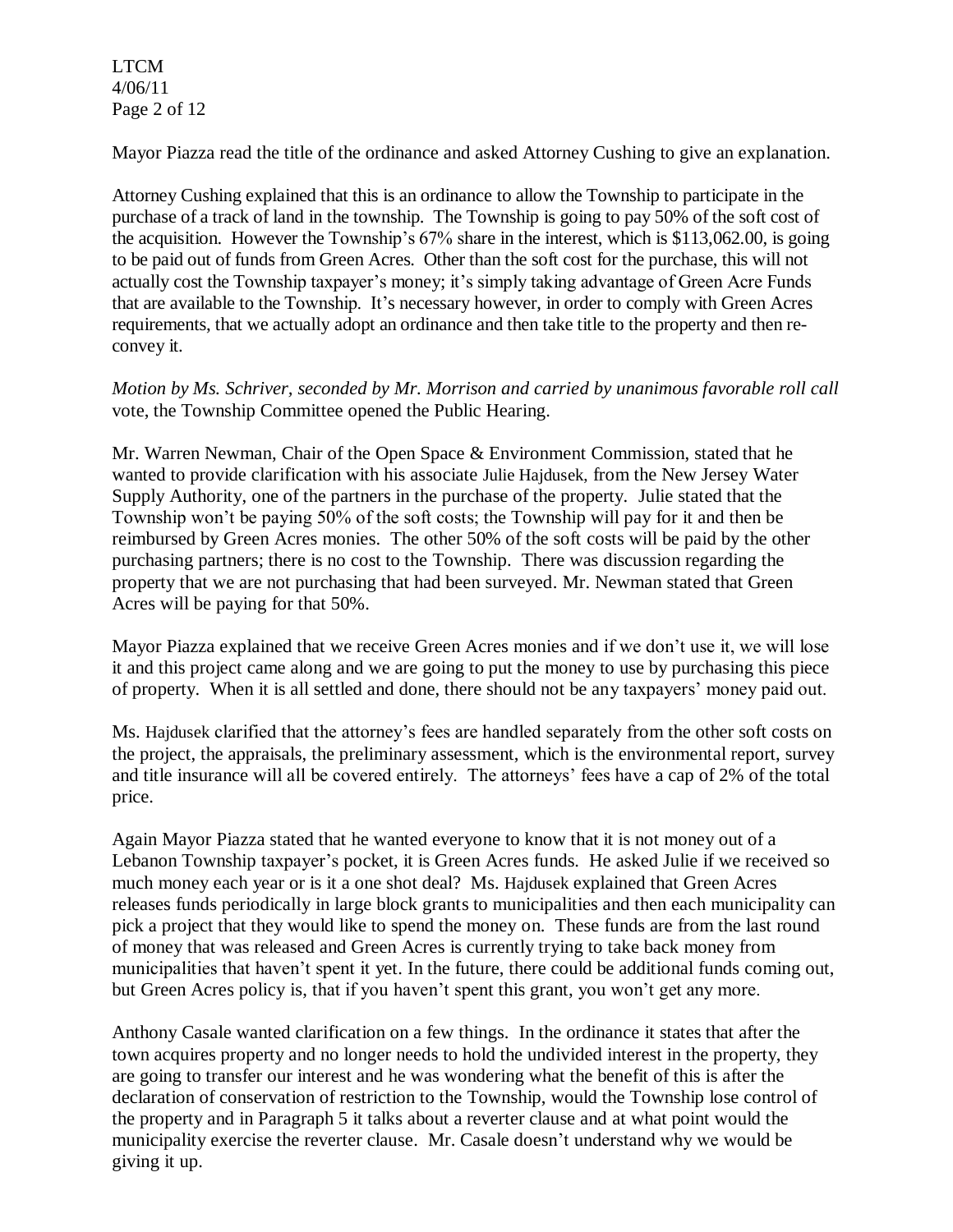Mayor Piazza read the title of the ordinance and asked Attorney Cushing to give an explanation.

Attorney Cushing explained that this is an ordinance to allow the Township to participate in the purchase of a track of land in the township. The Township is going to pay 50% of the soft cost of the acquisition. However the Township's 67% share in the interest, which is $113,062.00, is going to be paid out of funds from Green Acres. Other than the soft cost for the purchase, this will not actually cost the Township taxpayer's money; it's simply taking advantage of Green Acre Funds that are available to the Township. It's necessary however, in order to comply with Green Acres requirements, that we actually adopt an ordinance and then take title to the property and then re-convey it.

*Motion by Ms. Schriver, seconded by Mr. Morrison and carried by unanimous favorable roll call* vote, the Township Committee opened the Public Hearing.

Mr. Warren Newman, Chair of the Open Space & Environment Commission, stated that he wanted to provide clarification with his associate Julie Hajdusek, from the New Jersey Water Supply Authority, one of the partners in the purchase of the property. Julie stated that the Township won't be paying 50% of the soft costs; the Township will pay for it and then be reimbursed by Green Acres monies. The other 50% of the soft costs will be paid by the other purchasing partners; there is no cost to the Township. There was discussion regarding the property that we are not purchasing that had been surveyed. Mr. Newman stated that Green Acres will be paying for that 50%.

Mayor Piazza explained that we receive Green Acres monies and if we don't use it, we will lose it and this project came along and we are going to put the money to use by purchasing this piece of property. When it is all settled and done, there should not be any taxpayers' money paid out.

Ms. Hajdusek clarified that the attorney's fees are handled separately from the other soft costs on the project, the appraisals, the preliminary assessment, which is the environmental report, survey and title insurance will all be covered entirely. The attorneys' fees have a cap of 2% of the total price.

Again Mayor Piazza stated that he wanted everyone to know that it is not money out of a Lebanon Township taxpayer's pocket, it is Green Acres funds. He asked Julie if we received so much money each year or is it a one shot deal? Ms. Hajdusek explained that Green Acres releases funds periodically in large block grants to municipalities and then each municipality can pick a project that they would like to spend the money on. These funds are from the last round of money that was released and Green Acres is currently trying to take back money from municipalities that haven't spent it yet. In the future, there could be additional funds coming out, but Green Acres policy is, that if you haven't spent this grant, you won't get any more.

Anthony Casale wanted clarification on a few things. In the ordinance it states that after the town acquires property and no longer needs to hold the undivided interest in the property, they are going to transfer our interest and he was wondering what the benefit of this is after the declaration of conservation of restriction to the Township, would the Township lose control of the property and in Paragraph 5 it talks about a reverter clause and at what point would the municipality exercise the reverter clause. Mr. Casale doesn't understand why we would be giving it up.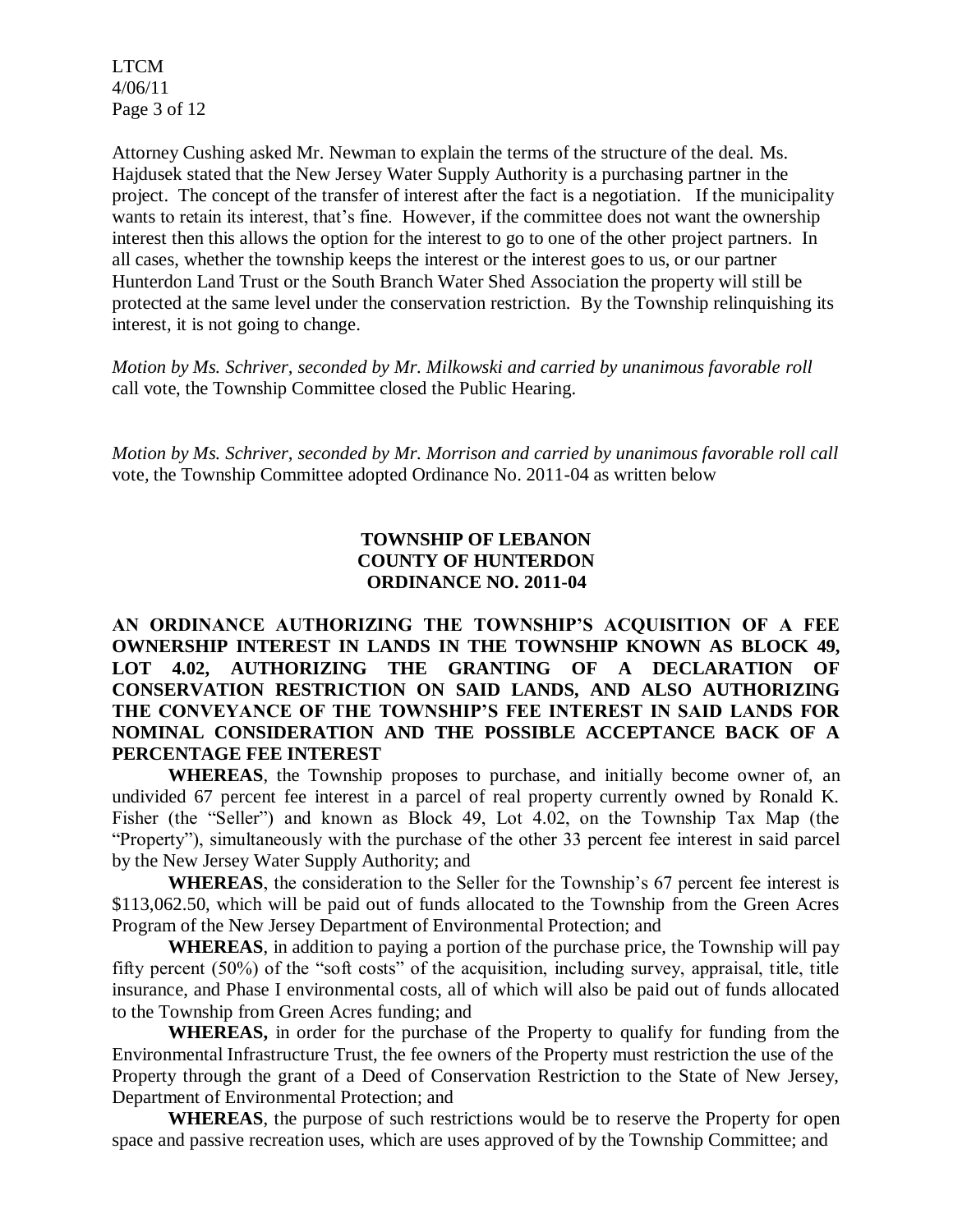Attorney Cushing asked Mr. Newman to explain the terms of the structure of the deal. Ms. Hajdusek stated that the New Jersey Water Supply Authority is a purchasing partner in the project. The concept of the transfer of interest after the fact is a negotiation. If the municipality wants to retain its interest, that's fine. However, if the committee does not want the ownership interest then this allows the option for the interest to go to one of the other project partners. In all cases, whether the township keeps the interest or the interest goes to us, or our partner Hunterdon Land Trust or the South Branch Water Shed Association the property will still be protected at the same level under the conservation restriction. By the Township relinquishing its interest, it is not going to change.

*Motion by Ms. Schriver, seconded by Mr. Milkowski and carried by unanimous favorable roll* call vote, the Township Committee closed the Public Hearing.

*Motion by Ms. Schriver, seconded by Mr. Morrison and carried by unanimous favorable roll call* vote, the Township Committee adopted Ordinance No. 2011-04 as written below

**TOWNSHIP OF LEBANON**
**COUNTY OF HUNTERDON**
**ORDINANCE NO. 2011-04**

**AN ORDINANCE AUTHORIZING THE TOWNSHIP'S ACQUISITION OF A FEE OWNERSHIP INTEREST IN LANDS IN THE TOWNSHIP KNOWN AS BLOCK 49, LOT 4.02, AUTHORIZING THE GRANTING OF A DECLARATION OF CONSERVATION RESTRICTION ON SAID LANDS, AND ALSO AUTHORIZING THE CONVEYANCE OF THE TOWNSHIP'S FEE INTEREST IN SAID LANDS FOR NOMINAL CONSIDERATION AND THE POSSIBLE ACCEPTANCE BACK OF A PERCENTAGE FEE INTEREST**

**WHEREAS**, the Township proposes to purchase, and initially become owner of, an undivided 67 percent fee interest in a parcel of real property currently owned by Ronald K. Fisher (the "Seller") and known as Block 49, Lot 4.02, on the Township Tax Map (the "Property"), simultaneously with the purchase of the other 33 percent fee interest in said parcel by the New Jersey Water Supply Authority; and

**WHEREAS**, the consideration to the Seller for the Township's 67 percent fee interest is \$113,062.50, which will be paid out of funds allocated to the Township from the Green Acres Program of the New Jersey Department of Environmental Protection; and

**WHEREAS**, in addition to paying a portion of the purchase price, the Township will pay fifty percent (50%) of the "soft costs" of the acquisition, including survey, appraisal, title, title insurance, and Phase I environmental costs, all of which will also be paid out of funds allocated to the Township from Green Acres funding; and

**WHEREAS,** in order for the purchase of the Property to qualify for funding from the Environmental Infrastructure Trust, the fee owners of the Property must restriction the use of the Property through the grant of a Deed of Conservation Restriction to the State of New Jersey, Department of Environmental Protection; and

**WHEREAS**, the purpose of such restrictions would be to reserve the Property for open space and passive recreation uses, which are uses approved of by the Township Committee; and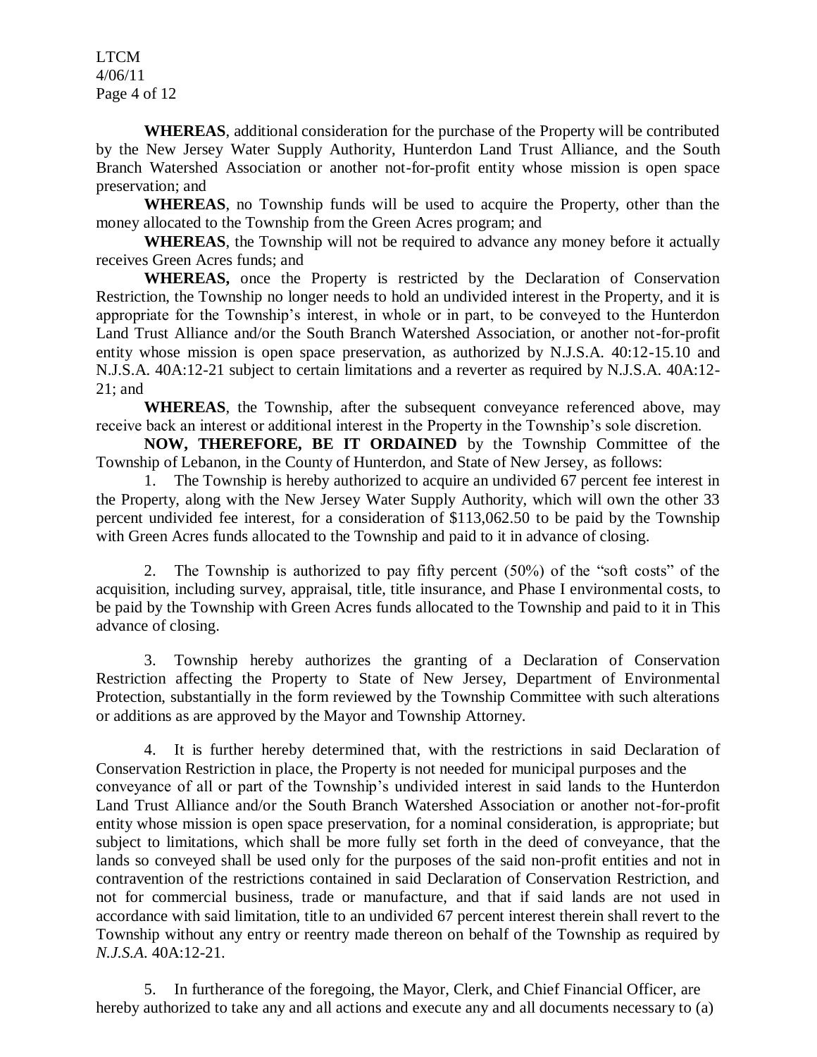**WHEREAS**, additional consideration for the purchase of the Property will be contributed by the New Jersey Water Supply Authority, Hunterdon Land Trust Alliance, and the South Branch Watershed Association or another not-for-profit entity whose mission is open space preservation; and

**WHEREAS**, no Township funds will be used to acquire the Property, other than the money allocated to the Township from the Green Acres program; and

**WHEREAS**, the Township will not be required to advance any money before it actually receives Green Acres funds; and

**WHEREAS,** once the Property is restricted by the Declaration of Conservation Restriction, the Township no longer needs to hold an undivided interest in the Property, and it is appropriate for the Township's interest, in whole or in part, to be conveyed to the Hunterdon Land Trust Alliance and/or the South Branch Watershed Association, or another not-for-profit entity whose mission is open space preservation, as authorized by N.J.S.A. 40:12-15.10 and N.J.S.A. 40A:12-21 subject to certain limitations and a reverter as required by N.J.S.A. 40A:12-21; and

**WHEREAS**, the Township, after the subsequent conveyance referenced above, may receive back an interest or additional interest in the Property in the Township's sole discretion.

**NOW, THEREFORE, BE IT ORDAINED** by the Township Committee of the Township of Lebanon, in the County of Hunterdon, and State of New Jersey, as follows:

1. The Township is hereby authorized to acquire an undivided 67 percent fee interest in the Property, along with the New Jersey Water Supply Authority, which will own the other 33 percent undivided fee interest, for a consideration of $113,062.50 to be paid by the Township with Green Acres funds allocated to the Township and paid to it in advance of closing.

2. The Township is authorized to pay fifty percent (50%) of the "soft costs" of the acquisition, including survey, appraisal, title, title insurance, and Phase I environmental costs, to be paid by the Township with Green Acres funds allocated to the Township and paid to it in This advance of closing.

3. Township hereby authorizes the granting of a Declaration of Conservation Restriction affecting the Property to State of New Jersey, Department of Environmental Protection, substantially in the form reviewed by the Township Committee with such alterations or additions as are approved by the Mayor and Township Attorney.

4. It is further hereby determined that, with the restrictions in said Declaration of Conservation Restriction in place, the Property is not needed for municipal purposes and the conveyance of all or part of the Township's undivided interest in said lands to the Hunterdon Land Trust Alliance and/or the South Branch Watershed Association or another not-for-profit entity whose mission is open space preservation, for a nominal consideration, is appropriate; but subject to limitations, which shall be more fully set forth in the deed of conveyance, that the lands so conveyed shall be used only for the purposes of the said non-profit entities and not in contravention of the restrictions contained in said Declaration of Conservation Restriction, and not for commercial business, trade or manufacture, and that if said lands are not used in accordance with said limitation, title to an undivided 67 percent interest therein shall revert to the Township without any entry or reentry made thereon on behalf of the Township as required by *N.J.S.A.* 40A:12-21.

5. In furtherance of the foregoing, the Mayor, Clerk, and Chief Financial Officer, are hereby authorized to take any and all actions and execute any and all documents necessary to (a)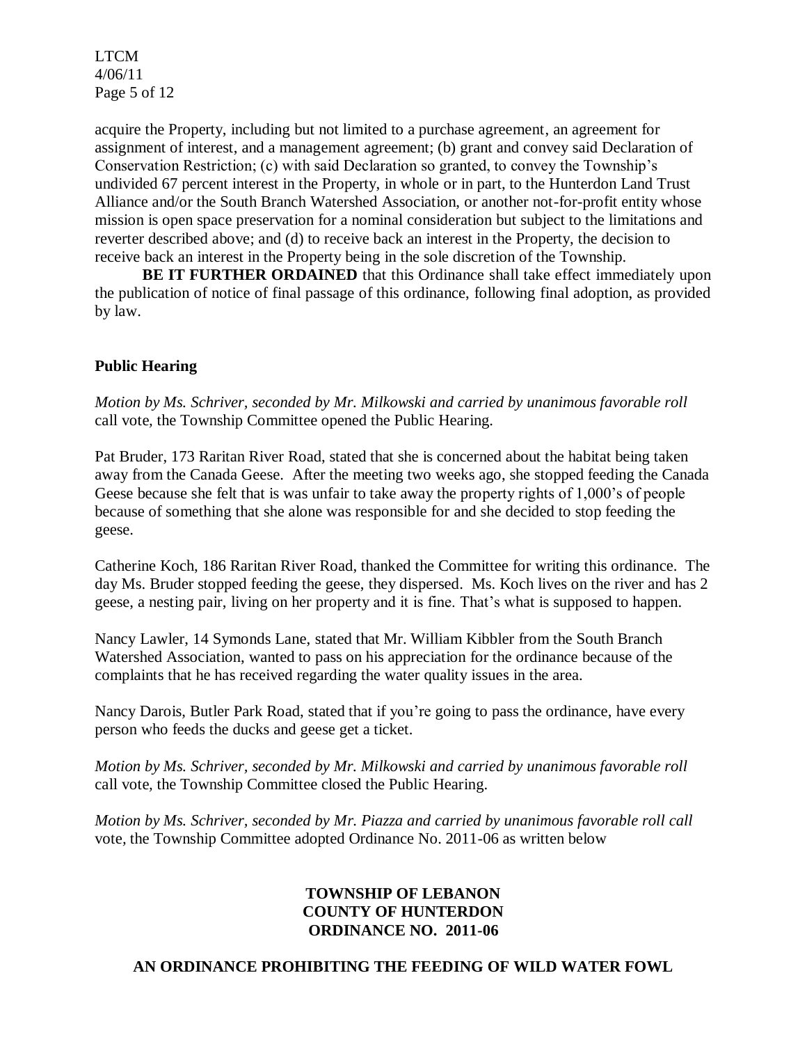acquire the Property, including but not limited to a purchase agreement, an agreement for assignment of interest, and a management agreement; (b) grant and convey said Declaration of Conservation Restriction; (c) with said Declaration so granted, to convey the Township's undivided 67 percent interest in the Property, in whole or in part, to the Hunterdon Land Trust Alliance and/or the South Branch Watershed Association, or another not-for-profit entity whose mission is open space preservation for a nominal consideration but subject to the limitations and reverter described above; and (d) to receive back an interest in the Property, the decision to receive back an interest in the Property being in the sole discretion of the Township.

**BE IT FURTHER ORDAINED** that this Ordinance shall take effect immediately upon the publication of notice of final passage of this ordinance, following final adoption, as provided by law.

**Public Hearing**

*Motion by Ms. Schriver, seconded by Mr. Milkowski and carried by unanimous favorable roll* call vote, the Township Committee opened the Public Hearing.

Pat Bruder, 173 Raritan River Road, stated that she is concerned about the habitat being taken away from the Canada Geese. After the meeting two weeks ago, she stopped feeding the Canada Geese because she felt that is was unfair to take away the property rights of 1,000's of people because of something that she alone was responsible for and she decided to stop feeding the geese.

Catherine Koch, 186 Raritan River Road, thanked the Committee for writing this ordinance. The day Ms. Bruder stopped feeding the geese, they dispersed. Ms. Koch lives on the river and has 2 geese, a nesting pair, living on her property and it is fine. That's what is supposed to happen.

Nancy Lawler, 14 Symonds Lane, stated that Mr. William Kibbler from the South Branch Watershed Association, wanted to pass on his appreciation for the ordinance because of the complaints that he has received regarding the water quality issues in the area.

Nancy Darois, Butler Park Road, stated that if you're going to pass the ordinance, have every person who feeds the ducks and geese get a ticket.

*Motion by Ms. Schriver, seconded by Mr. Milkowski and carried by unanimous favorable roll* call vote, the Township Committee closed the Public Hearing.

*Motion by Ms. Schriver, seconded by Mr. Piazza and carried by unanimous favorable roll call* vote, the Township Committee adopted Ordinance No. 2011-06 as written below

**TOWNSHIP OF LEBANON**
**COUNTY OF HUNTERDON**
**ORDINANCE NO. 2011-06**

**AN ORDINANCE PROHIBITING THE FEEDING OF WILD WATER FOWL**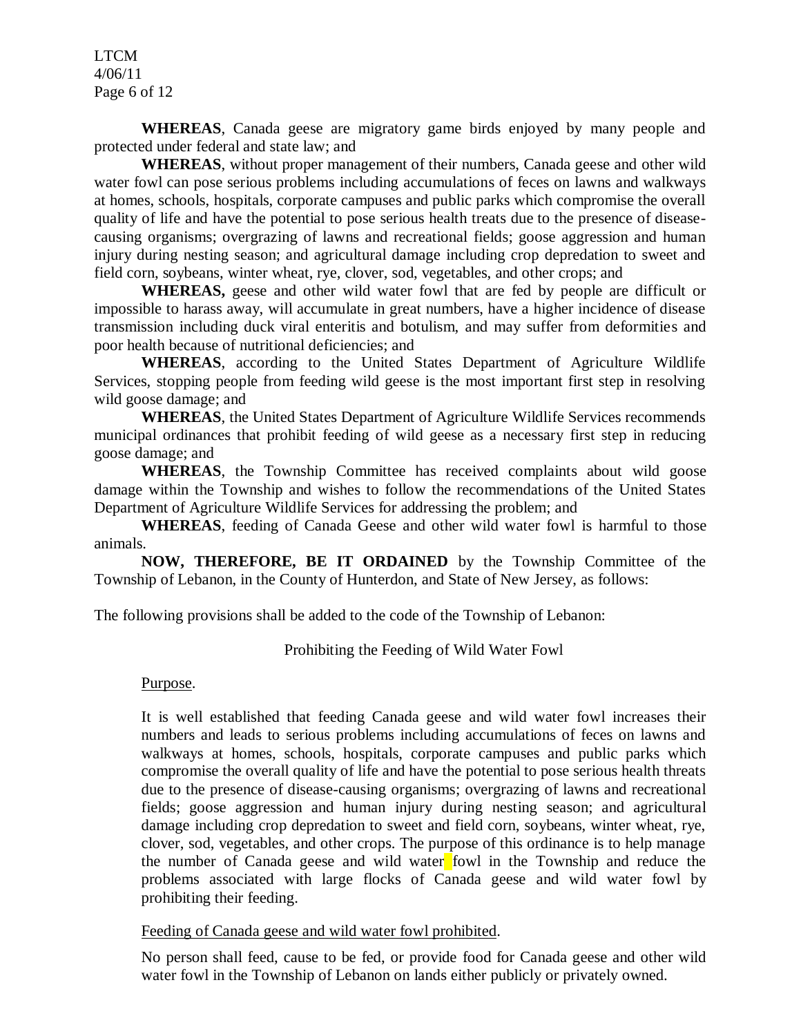**WHEREAS**, Canada geese are migratory game birds enjoyed by many people and protected under federal and state law; and

**WHEREAS**, without proper management of their numbers, Canada geese and other wild water fowl can pose serious problems including accumulations of feces on lawns and walkways at homes, schools, hospitals, corporate campuses and public parks which compromise the overall quality of life and have the potential to pose serious health treats due to the presence of disease-causing organisms; overgrazing of lawns and recreational fields; goose aggression and human injury during nesting season; and agricultural damage including crop depredation to sweet and field corn, soybeans, winter wheat, rye, clover, sod, vegetables, and other crops; and

**WHEREAS,** geese and other wild water fowl that are fed by people are difficult or impossible to harass away, will accumulate in great numbers, have a higher incidence of disease transmission including duck viral enteritis and botulism, and may suffer from deformities and poor health because of nutritional deficiencies; and

**WHEREAS**, according to the United States Department of Agriculture Wildlife Services, stopping people from feeding wild geese is the most important first step in resolving wild goose damage; and

**WHEREAS**, the United States Department of Agriculture Wildlife Services recommends municipal ordinances that prohibit feeding of wild geese as a necessary first step in reducing goose damage; and

**WHEREAS**, the Township Committee has received complaints about wild goose damage within the Township and wishes to follow the recommendations of the United States Department of Agriculture Wildlife Services for addressing the problem; and

**WHEREAS**, feeding of Canada Geese and other wild water fowl is harmful to those animals.

**NOW, THEREFORE, BE IT ORDAINED** by the Township Committee of the Township of Lebanon, in the County of Hunterdon, and State of New Jersey, as follows:

The following provisions shall be added to the code of the Township of Lebanon:

Prohibiting the Feeding of Wild Water Fowl

Purpose.

It is well established that feeding Canada geese and wild water fowl increases their numbers and leads to serious problems including accumulations of feces on lawns and walkways at homes, schools, hospitals, corporate campuses and public parks which compromise the overall quality of life and have the potential to pose serious health threats due to the presence of disease-causing organisms; overgrazing of lawns and recreational fields; goose aggression and human injury during nesting season; and agricultural damage including crop depredation to sweet and field corn, soybeans, winter wheat, rye, clover, sod, vegetables, and other crops. The purpose of this ordinance is to help manage the number of Canada geese and wild water fowl in the Township and reduce the problems associated with large flocks of Canada geese and wild water fowl by prohibiting their feeding.

Feeding of Canada geese and wild water fowl prohibited.

No person shall feed, cause to be fed, or provide food for Canada geese and other wild water fowl in the Township of Lebanon on lands either publicly or privately owned.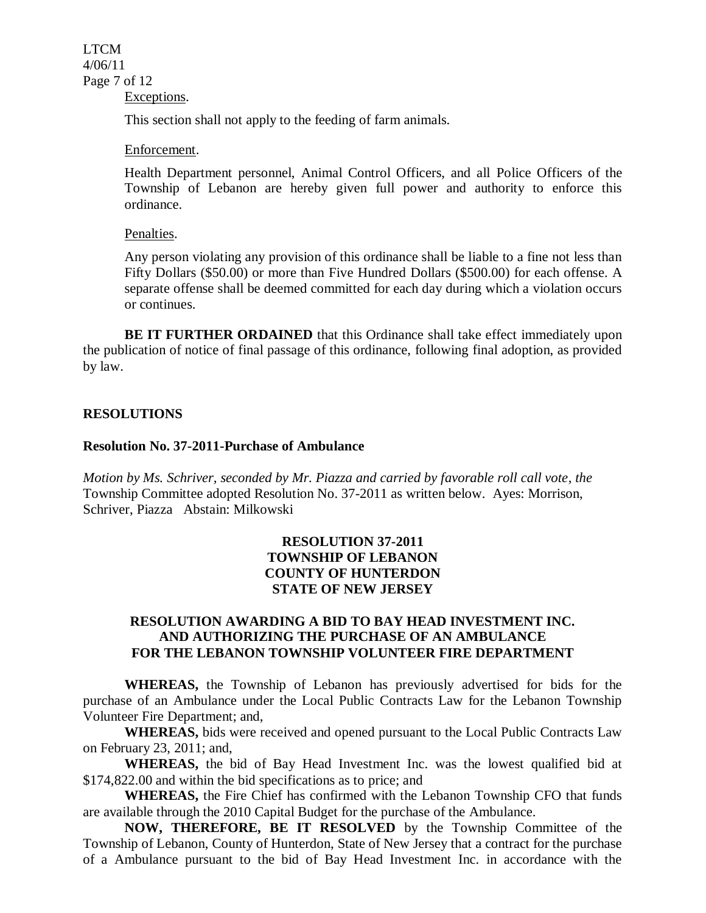Exceptions.

This section shall not apply to the feeding of farm animals.

Enforcement.

Health Department personnel, Animal Control Officers, and all Police Officers of the Township of Lebanon are hereby given full power and authority to enforce this ordinance.

Penalties.

Any person violating any provision of this ordinance shall be liable to a fine not less than Fifty Dollars ($50.00) or more than Five Hundred Dollars ($500.00) for each offense. A separate offense shall be deemed committed for each day during which a violation occurs or continues.

**BE IT FURTHER ORDAINED** that this Ordinance shall take effect immediately upon the publication of notice of final passage of this ordinance, following final adoption, as provided by law.

## RESOLUTIONS

### Resolution No. 37-2011-Purchase of Ambulance

*Motion by Ms. Schriver, seconded by Mr. Piazza and carried by favorable roll call vote, the* Township Committee adopted Resolution No. 37-2011 as written below. Ayes: Morrison, Schriver, Piazza Abstain: Milkowski

**RESOLUTION 37-2011**
**TOWNSHIP OF LEBANON**
**COUNTY OF HUNTERDON**
**STATE OF NEW JERSEY**

**RESOLUTION AWARDING A BID TO BAY HEAD INVESTMENT INC. AND AUTHORIZING THE PURCHASE OF AN AMBULANCE FOR THE LEBANON TOWNSHIP VOLUNTEER FIRE DEPARTMENT**

**WHEREAS,** the Township of Lebanon has previously advertised for bids for the purchase of an Ambulance under the Local Public Contracts Law for the Lebanon Township Volunteer Fire Department; and,

**WHEREAS,** bids were received and opened pursuant to the Local Public Contracts Law on February 23, 2011; and,

**WHEREAS,** the bid of Bay Head Investment Inc. was the lowest qualified bid at $174,822.00 and within the bid specifications as to price; and

**WHEREAS,** the Fire Chief has confirmed with the Lebanon Township CFO that funds are available through the 2010 Capital Budget for the purchase of the Ambulance.

**NOW, THEREFORE, BE IT RESOLVED** by the Township Committee of the Township of Lebanon, County of Hunterdon, State of New Jersey that a contract for the purchase of a Ambulance pursuant to the bid of Bay Head Investment Inc. in accordance with the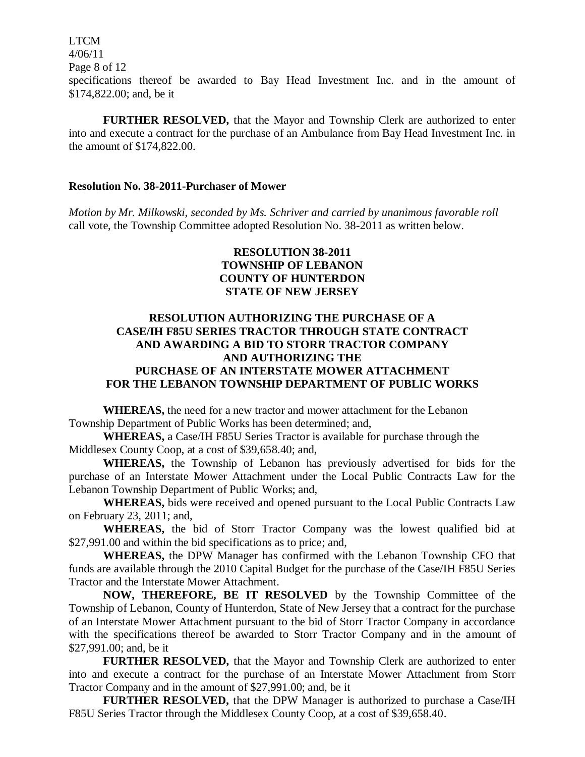specifications thereof be awarded to Bay Head Investment Inc. and in the amount of $174,822.00; and, be it

**FURTHER RESOLVED,** that the Mayor and Township Clerk are authorized to enter into and execute a contract for the purchase of an Ambulance from Bay Head Investment Inc. in the amount of $174,822.00.

**Resolution No. 38-2011-Purchaser of Mower**

*Motion by Mr. Milkowski, seconded by Ms. Schriver and carried by unanimous favorable roll* call vote, the Township Committee adopted Resolution No. 38-2011 as written below.

**RESOLUTION 38-2011**
**TOWNSHIP OF LEBANON**
**COUNTY OF HUNTERDON**
**STATE OF NEW JERSEY**

**RESOLUTION AUTHORIZING THE PURCHASE OF A CASE/IH F85U SERIES TRACTOR THROUGH STATE CONTRACT AND AWARDING A BID TO STORR TRACTOR COMPANY AND AUTHORIZING THE PURCHASE OF AN INTERSTATE MOWER ATTACHMENT FOR THE LEBANON TOWNSHIP DEPARTMENT OF PUBLIC WORKS**

**WHEREAS,** the need for a new tractor and mower attachment for the Lebanon Township Department of Public Works has been determined; and,

**WHEREAS,** a Case/IH F85U Series Tractor is available for purchase through the Middlesex County Coop, at a cost of $39,658.40; and,

**WHEREAS,** the Township of Lebanon has previously advertised for bids for the purchase of an Interstate Mower Attachment under the Local Public Contracts Law for the Lebanon Township Department of Public Works; and,

**WHEREAS,** bids were received and opened pursuant to the Local Public Contracts Law on February 23, 2011; and,

**WHEREAS,** the bid of Storr Tractor Company was the lowest qualified bid at $27,991.00 and within the bid specifications as to price; and,

**WHEREAS,** the DPW Manager has confirmed with the Lebanon Township CFO that funds are available through the 2010 Capital Budget for the purchase of the Case/IH F85U Series Tractor and the Interstate Mower Attachment.

**NOW, THEREFORE, BE IT RESOLVED** by the Township Committee of the Township of Lebanon, County of Hunterdon, State of New Jersey that a contract for the purchase of an Interstate Mower Attachment pursuant to the bid of Storr Tractor Company in accordance with the specifications thereof be awarded to Storr Tractor Company and in the amount of $27,991.00; and, be it

**FURTHER RESOLVED,** that the Mayor and Township Clerk are authorized to enter into and execute a contract for the purchase of an Interstate Mower Attachment from Storr Tractor Company and in the amount of $27,991.00; and, be it

**FURTHER RESOLVED,** that the DPW Manager is authorized to purchase a Case/IH F85U Series Tractor through the Middlesex County Coop, at a cost of $39,658.40.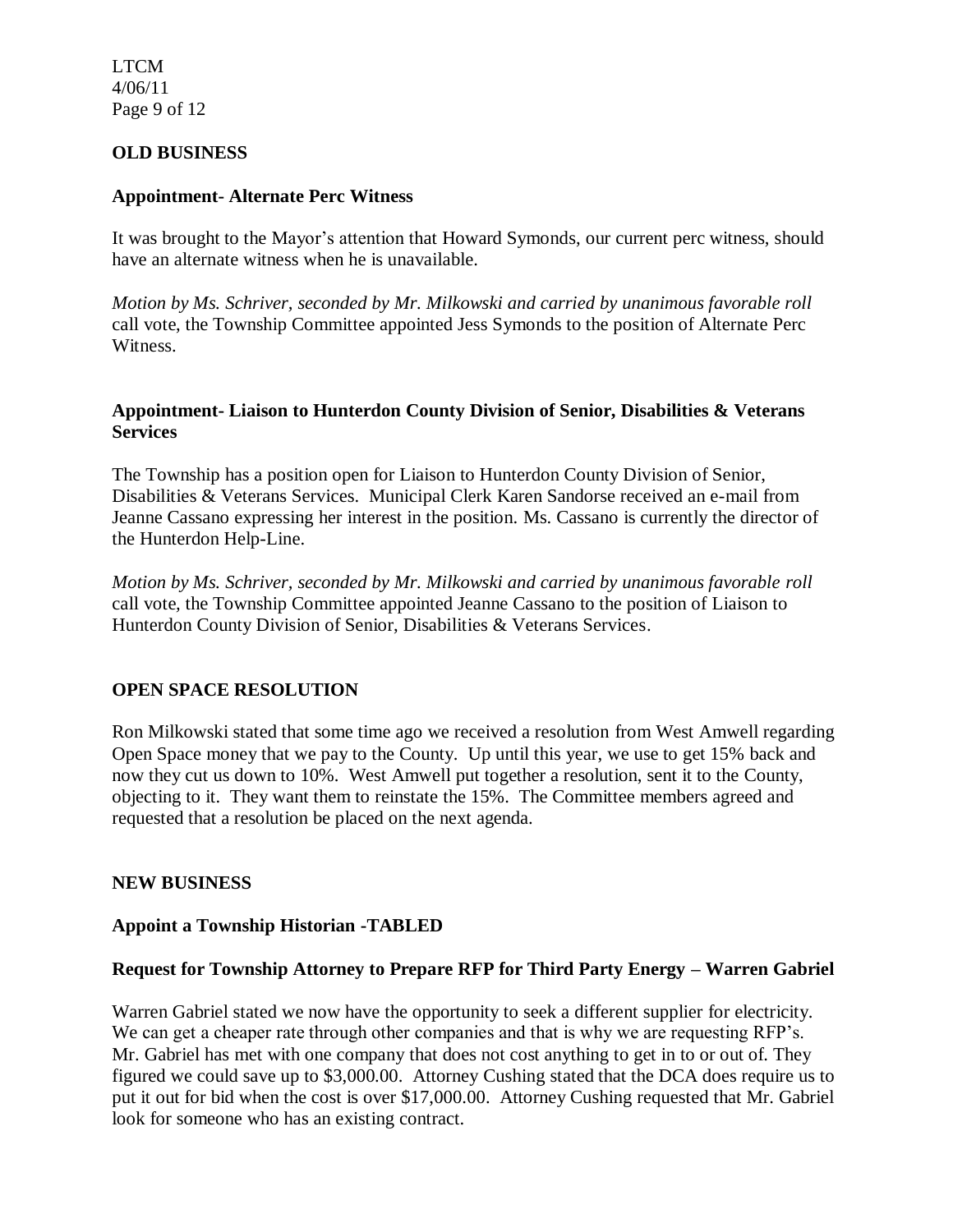**OLD BUSINESS**

**Appointment- Alternate Perc Witness**

It was brought to the Mayor's attention that Howard Symonds, our current perc witness, should have an alternate witness when he is unavailable.

*Motion by Ms. Schriver, seconded by Mr. Milkowski and carried by unanimous favorable roll* call vote, the Township Committee appointed Jess Symonds to the position of Alternate Perc Witness.

**Appointment- Liaison to Hunterdon County Division of Senior, Disabilities & Veterans Services**

The Township has a position open for Liaison to Hunterdon County Division of Senior, Disabilities & Veterans Services. Municipal Clerk Karen Sandorse received an e-mail from Jeanne Cassano expressing her interest in the position. Ms. Cassano is currently the director of the Hunterdon Help-Line.

*Motion by Ms. Schriver, seconded by Mr. Milkowski and carried by unanimous favorable roll* call vote, the Township Committee appointed Jeanne Cassano to the position of Liaison to Hunterdon County Division of Senior, Disabilities & Veterans Services.

**OPEN SPACE RESOLUTION**

Ron Milkowski stated that some time ago we received a resolution from West Amwell regarding Open Space money that we pay to the County. Up until this year, we use to get 15% back and now they cut us down to 10%. West Amwell put together a resolution, sent it to the County, objecting to it. They want them to reinstate the 15%. The Committee members agreed and requested that a resolution be placed on the next agenda.

**NEW BUSINESS**

**Appoint a Township Historian -TABLED**

**Request for Township Attorney to Prepare RFP for Third Party Energy – Warren Gabriel**

Warren Gabriel stated we now have the opportunity to seek a different supplier for electricity. We can get a cheaper rate through other companies and that is why we are requesting RFP's. Mr. Gabriel has met with one company that does not cost anything to get in to or out of. They figured we could save up to $3,000.00. Attorney Cushing stated that the DCA does require us to put it out for bid when the cost is over $17,000.00. Attorney Cushing requested that Mr. Gabriel look for someone who has an existing contract.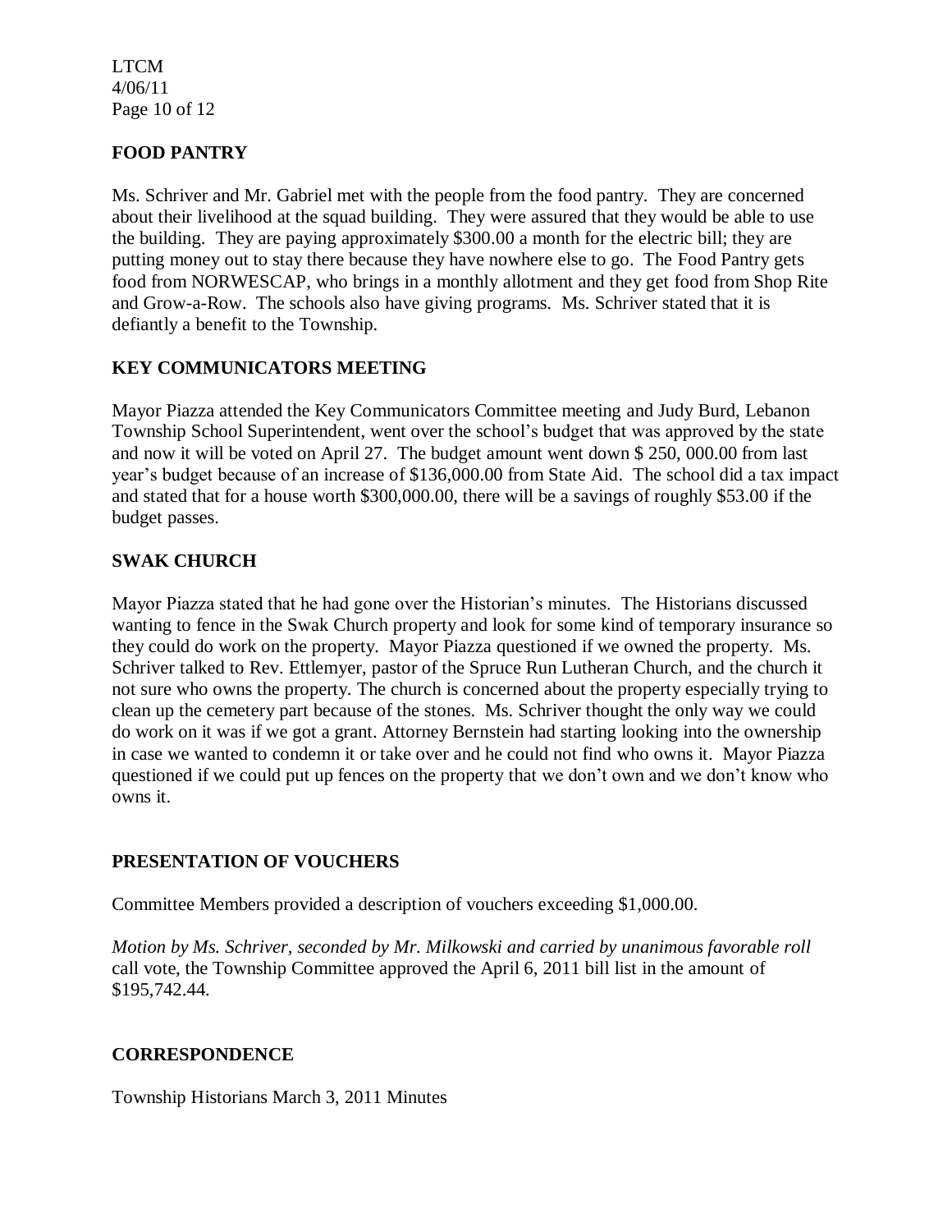## FOOD PANTRY

Ms. Schriver and Mr. Gabriel met with the people from the food pantry. They are concerned about their livelihood at the squad building. They were assured that they would be able to use the building. They are paying approximately $300.00 a month for the electric bill; they are putting money out to stay there because they have nowhere else to go. The Food Pantry gets food from NORWESCAP, who brings in a monthly allotment and they get food from Shop Rite and Grow-a-Row. The schools also have giving programs. Ms. Schriver stated that it is defiantly a benefit to the Township.

## KEY COMMUNICATORS MEETING

Mayor Piazza attended the Key Communicators Committee meeting and Judy Burd, Lebanon Township School Superintendent, went over the school's budget that was approved by the state and now it will be voted on April 27. The budget amount went down $ 250, 000.00 from last year's budget because of an increase of $136,000.00 from State Aid. The school did a tax impact and stated that for a house worth $300,000.00, there will be a savings of roughly $53.00 if the budget passes.

## SWAK CHURCH

Mayor Piazza stated that he had gone over the Historian's minutes. The Historians discussed wanting to fence in the Swak Church property and look for some kind of temporary insurance so they could do work on the property. Mayor Piazza questioned if we owned the property. Ms. Schriver talked to Rev. Ettlemyer, pastor of the Spruce Run Lutheran Church, and the church it not sure who owns the property. The church is concerned about the property especially trying to clean up the cemetery part because of the stones. Ms. Schriver thought the only way we could do work on it was if we got a grant. Attorney Bernstein had starting looking into the ownership in case we wanted to condemn it or take over and he could not find who owns it. Mayor Piazza questioned if we could put up fences on the property that we don't own and we don't know who owns it.

## PRESENTATION OF VOUCHERS

Committee Members provided a description of vouchers exceeding $1,000.00.

*Motion by Ms. Schriver, seconded by Mr. Milkowski and carried by unanimous favorable roll* call vote, the Township Committee approved the April 6, 2011 bill list in the amount of $195,742.44.

## CORRESPONDENCE

Township Historians March 3, 2011 Minutes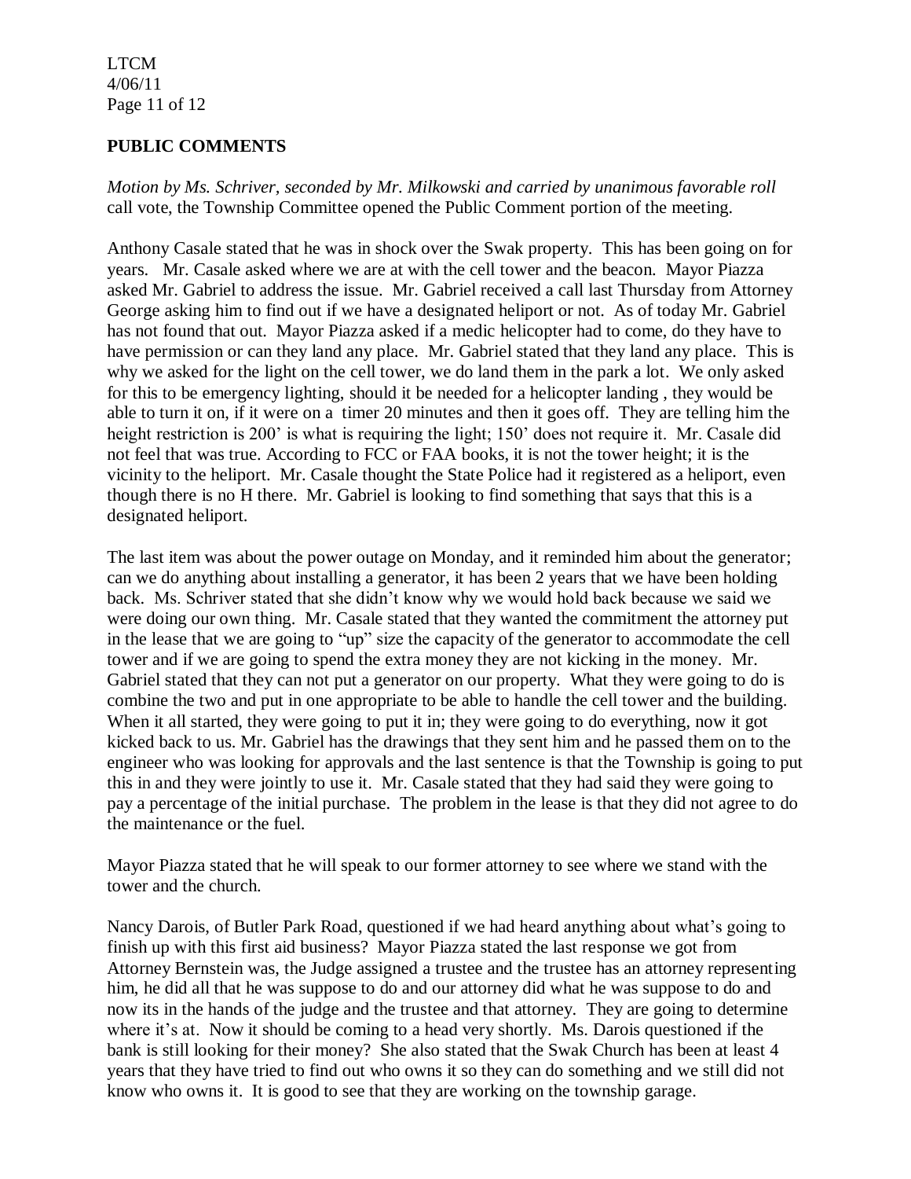## PUBLIC COMMENTS

*Motion by Ms. Schriver, seconded by Mr. Milkowski and carried by unanimous favorable roll* call vote, the Township Committee opened the Public Comment portion of the meeting.

Anthony Casale stated that he was in shock over the Swak property. This has been going on for years. Mr. Casale asked where we are at with the cell tower and the beacon. Mayor Piazza asked Mr. Gabriel to address the issue. Mr. Gabriel received a call last Thursday from Attorney George asking him to find out if we have a designated heliport or not. As of today Mr. Gabriel has not found that out. Mayor Piazza asked if a medic helicopter had to come, do they have to have permission or can they land any place. Mr. Gabriel stated that they land any place. This is why we asked for the light on the cell tower, we do land them in the park a lot. We only asked for this to be emergency lighting, should it be needed for a helicopter landing , they would be able to turn it on, if it were on a timer 20 minutes and then it goes off. They are telling him the height restriction is 200' is what is requiring the light; 150' does not require it. Mr. Casale did not feel that was true. According to FCC or FAA books, it is not the tower height; it is the vicinity to the heliport. Mr. Casale thought the State Police had it registered as a heliport, even though there is no H there. Mr. Gabriel is looking to find something that says that this is a designated heliport.

The last item was about the power outage on Monday, and it reminded him about the generator; can we do anything about installing a generator, it has been 2 years that we have been holding back. Ms. Schriver stated that she didn't know why we would hold back because we said we were doing our own thing. Mr. Casale stated that they wanted the commitment the attorney put in the lease that we are going to "up" size the capacity of the generator to accommodate the cell tower and if we are going to spend the extra money they are not kicking in the money. Mr. Gabriel stated that they can not put a generator on our property. What they were going to do is combine the two and put in one appropriate to be able to handle the cell tower and the building. When it all started, they were going to put it in; they were going to do everything, now it got kicked back to us. Mr. Gabriel has the drawings that they sent him and he passed them on to the engineer who was looking for approvals and the last sentence is that the Township is going to put this in and they were jointly to use it. Mr. Casale stated that they had said they were going to pay a percentage of the initial purchase. The problem in the lease is that they did not agree to do the maintenance or the fuel.

Mayor Piazza stated that he will speak to our former attorney to see where we stand with the tower and the church.

Nancy Darois, of Butler Park Road, questioned if we had heard anything about what's going to finish up with this first aid business? Mayor Piazza stated the last response we got from Attorney Bernstein was, the Judge assigned a trustee and the trustee has an attorney representing him, he did all that he was suppose to do and our attorney did what he was suppose to do and now its in the hands of the judge and the trustee and that attorney. They are going to determine where it's at. Now it should be coming to a head very shortly. Ms. Darois questioned if the bank is still looking for their money? She also stated that the Swak Church has been at least 4 years that they have tried to find out who owns it so they can do something and we still did not know who owns it. It is good to see that they are working on the township garage.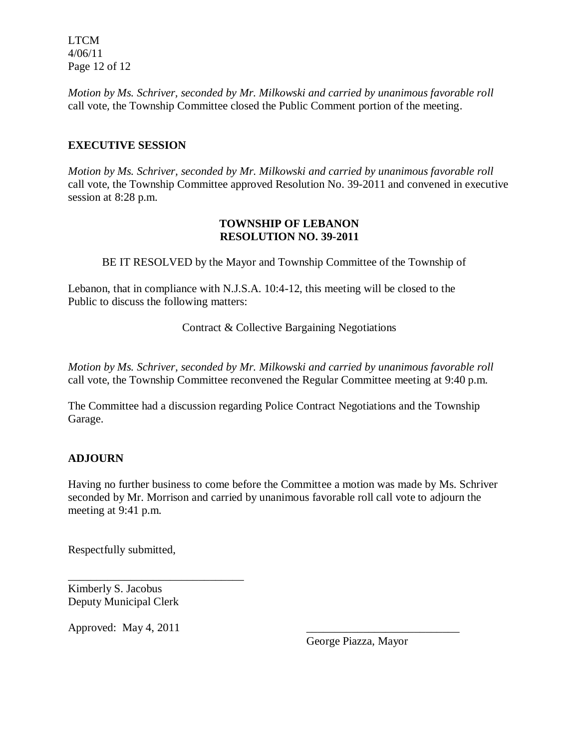*Motion by Ms. Schriver, seconded by Mr. Milkowski and carried by unanimous favorable roll* call vote, the Township Committee closed the Public Comment portion of the meeting.

## EXECUTIVE SESSION

*Motion by Ms. Schriver, seconded by Mr. Milkowski and carried by unanimous favorable roll* call vote, the Township Committee approved Resolution No. 39-2011 and convened in executive session at 8:28 p.m.

**TOWNSHIP OF LEBANON**
**RESOLUTION NO. 39-2011**

BE IT RESOLVED by the Mayor and Township Committee of the Township of Lebanon, that in compliance with N.J.S.A. 10:4-12, this meeting will be closed to the Public to discuss the following matters:

Contract & Collective Bargaining Negotiations

*Motion by Ms. Schriver, seconded by Mr. Milkowski and carried by unanimous favorable roll* call vote, the Township Committee reconvened the Regular Committee meeting at 9:40 p.m.

The Committee had a discussion regarding Police Contract Negotiations and the Township Garage.

## ADJOURN

Having no further business to come before the Committee a motion was made by Ms. Schriver seconded by Mr. Morrison and carried by unanimous favorable roll call vote to adjourn the meeting at 9:41 p.m.

Respectfully submitted,

\_\_\_\_\_\_\_\_\_\_\_\_\_\_\_\_\_\_\_\_\_\_\_\_\_\_\_\_\_\_\_\_
Kimberly S. Jacobus
Deputy Municipal Clerk

Approved: May 4, 2011

\_\_\_\_\_\_\_\_\_\_\_\_\_\_\_\_\_\_\_\_\_\_\_\_\_\_\_\_
George Piazza, Mayor